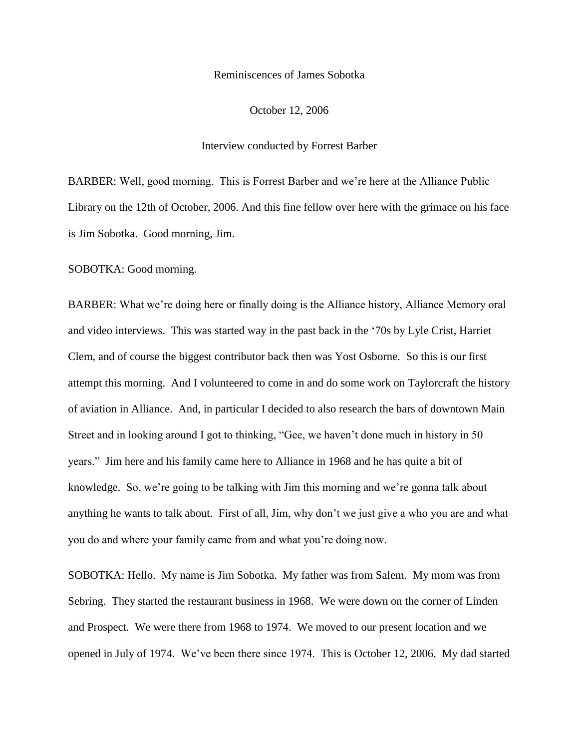Reminiscences of James Sobotka

October 12, 2006

Interview conducted by Forrest Barber

BARBER: Well, good morning. This is Forrest Barber and we're here at the Alliance Public Library on the 12th of October, 2006. And this fine fellow over here with the grimace on his face is Jim Sobotka. Good morning, Jim.

SOBOTKA: Good morning.

BARBER: What we're doing here or finally doing is the Alliance history, Alliance Memory oral and video interviews. This was started way in the past back in the '70s by Lyle Crist, Harriet Clem, and of course the biggest contributor back then was Yost Osborne. So this is our first attempt this morning. And I volunteered to come in and do some work on Taylorcraft the history of aviation in Alliance. And, in particular I decided to also research the bars of downtown Main Street and in looking around I got to thinking, "Gee, we haven't done much in history in 50 years." Jim here and his family came here to Alliance in 1968 and he has quite a bit of knowledge. So, we're going to be talking with Jim this morning and we're gonna talk about anything he wants to talk about. First of all, Jim, why don't we just give a who you are and what you do and where your family came from and what you're doing now.

SOBOTKA: Hello. My name is Jim Sobotka. My father was from Salem. My mom was from Sebring. They started the restaurant business in 1968. We were down on the corner of Linden and Prospect. We were there from 1968 to 1974. We moved to our present location and we opened in July of 1974. We've been there since 1974. This is October 12, 2006. My dad started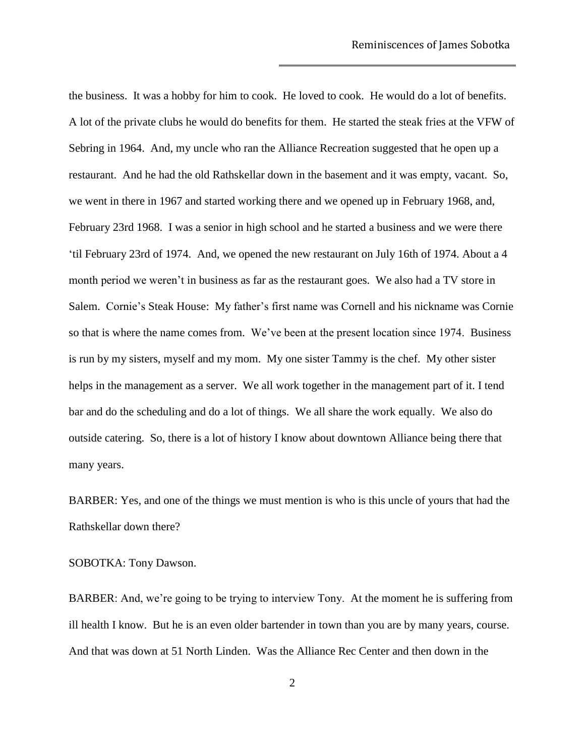the business. It was a hobby for him to cook. He loved to cook. He would do a lot of benefits. A lot of the private clubs he would do benefits for them. He started the steak fries at the VFW of Sebring in 1964. And, my uncle who ran the Alliance Recreation suggested that he open up a restaurant. And he had the old Rathskellar down in the basement and it was empty, vacant. So, we went in there in 1967 and started working there and we opened up in February 1968, and, February 23rd 1968. I was a senior in high school and he started a business and we were there 'til February 23rd of 1974. And, we opened the new restaurant on July 16th of 1974. About a 4 month period we weren't in business as far as the restaurant goes. We also had a TV store in Salem. Cornie's Steak House: My father's first name was Cornell and his nickname was Cornie so that is where the name comes from. We've been at the present location since 1974. Business is run by my sisters, myself and my mom. My one sister Tammy is the chef. My other sister helps in the management as a server. We all work together in the management part of it. I tend bar and do the scheduling and do a lot of things. We all share the work equally. We also do outside catering. So, there is a lot of history I know about downtown Alliance being there that many years.

BARBER: Yes, and one of the things we must mention is who is this uncle of yours that had the Rathskellar down there?

SOBOTKA: Tony Dawson.

BARBER: And, we're going to be trying to interview Tony. At the moment he is suffering from ill health I know. But he is an even older bartender in town than you are by many years, course. And that was down at 51 North Linden. Was the Alliance Rec Center and then down in the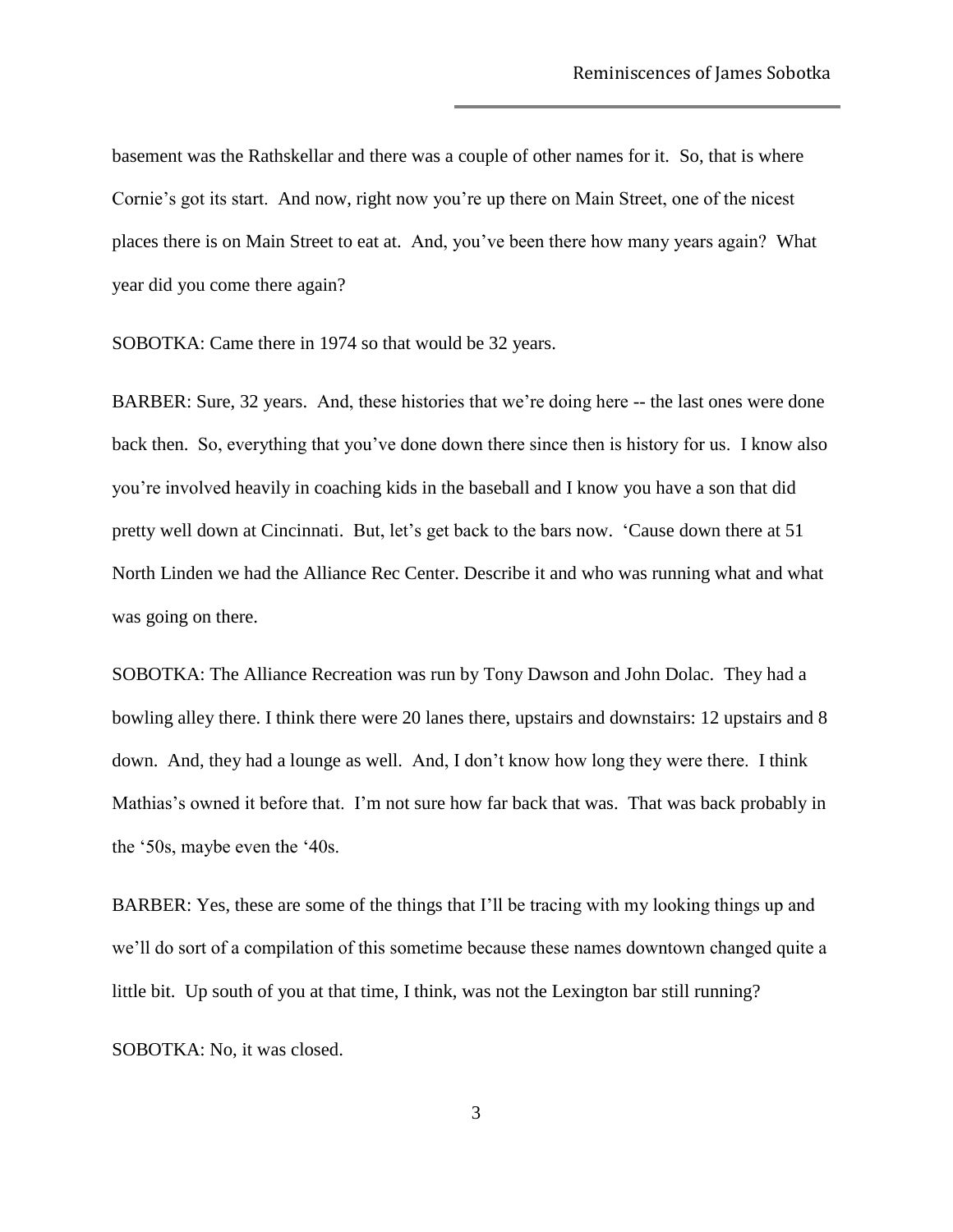basement was the Rathskellar and there was a couple of other names for it. So, that is where Cornie's got its start. And now, right now you're up there on Main Street, one of the nicest places there is on Main Street to eat at. And, you've been there how many years again? What year did you come there again?

SOBOTKA: Came there in 1974 so that would be 32 years.

BARBER: Sure, 32 years. And, these histories that we're doing here -- the last ones were done back then. So, everything that you've done down there since then is history for us. I know also you're involved heavily in coaching kids in the baseball and I know you have a son that did pretty well down at Cincinnati. But, let's get back to the bars now. 'Cause down there at 51 North Linden we had the Alliance Rec Center. Describe it and who was running what and what was going on there.

SOBOTKA: The Alliance Recreation was run by Tony Dawson and John Dolac. They had a bowling alley there. I think there were 20 lanes there, upstairs and downstairs: 12 upstairs and 8 down. And, they had a lounge as well. And, I don't know how long they were there. I think Mathias's owned it before that. I'm not sure how far back that was. That was back probably in the '50s, maybe even the '40s.

BARBER: Yes, these are some of the things that I'll be tracing with my looking things up and we'll do sort of a compilation of this sometime because these names downtown changed quite a little bit. Up south of you at that time, I think, was not the Lexington bar still running?

SOBOTKA: No, it was closed.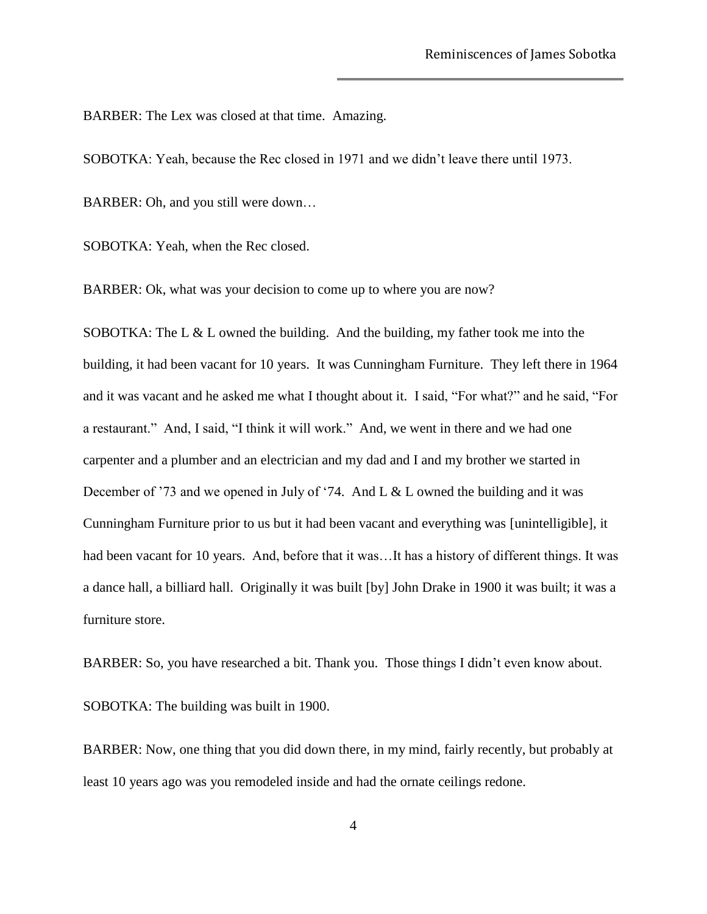BARBER: The Lex was closed at that time. Amazing.

SOBOTKA: Yeah, because the Rec closed in 1971 and we didn't leave there until 1973.

BARBER: Oh, and you still were down…

SOBOTKA: Yeah, when the Rec closed.

BARBER: Ok, what was your decision to come up to where you are now?

SOBOTKA: The L & L owned the building. And the building, my father took me into the building, it had been vacant for 10 years. It was Cunningham Furniture. They left there in 1964 and it was vacant and he asked me what I thought about it. I said, "For what?" and he said, "For a restaurant." And, I said, "I think it will work." And, we went in there and we had one carpenter and a plumber and an electrician and my dad and I and my brother we started in December of '73 and we opened in July of '74. And L & L owned the building and it was Cunningham Furniture prior to us but it had been vacant and everything was [unintelligible], it had been vacant for 10 years. And, before that it was…It has a history of different things. It was a dance hall, a billiard hall. Originally it was built [by] John Drake in 1900 it was built; it was a furniture store.

BARBER: So, you have researched a bit. Thank you. Those things I didn't even know about.

SOBOTKA: The building was built in 1900.

BARBER: Now, one thing that you did down there, in my mind, fairly recently, but probably at least 10 years ago was you remodeled inside and had the ornate ceilings redone.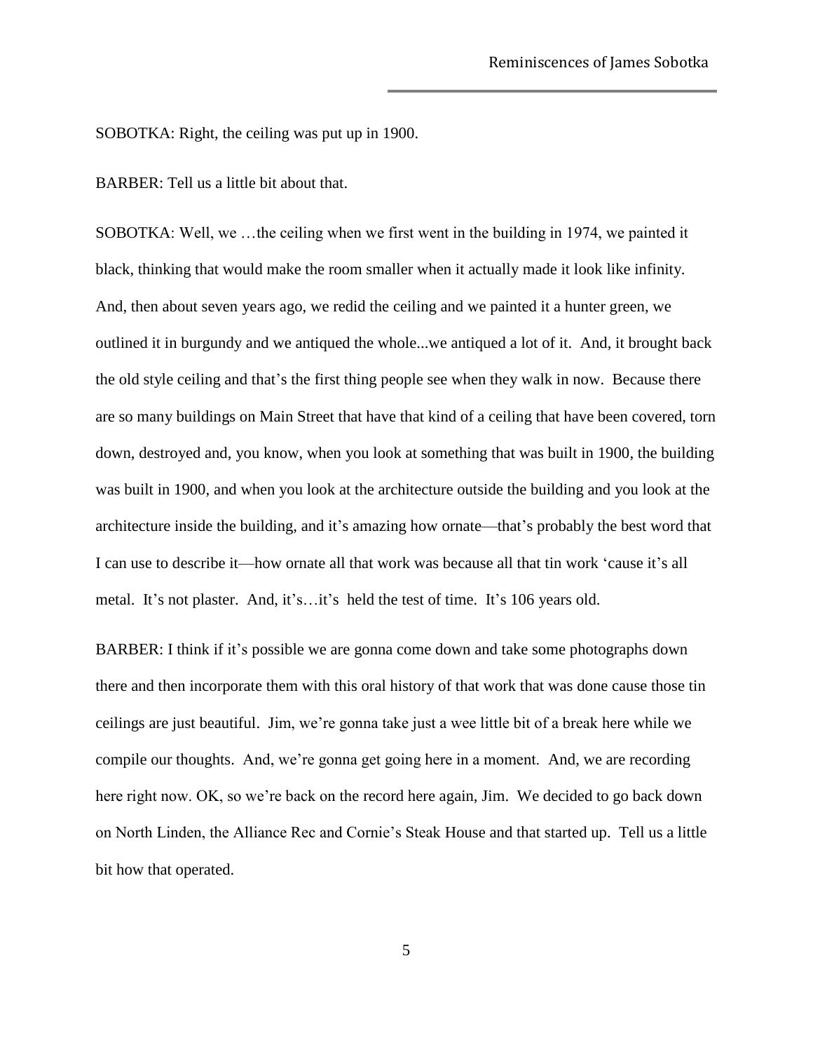SOBOTKA: Right, the ceiling was put up in 1900.

BARBER: Tell us a little bit about that.

SOBOTKA: Well, we …the ceiling when we first went in the building in 1974, we painted it black, thinking that would make the room smaller when it actually made it look like infinity. And, then about seven years ago, we redid the ceiling and we painted it a hunter green, we outlined it in burgundy and we antiqued the whole...we antiqued a lot of it. And, it brought back the old style ceiling and that's the first thing people see when they walk in now. Because there are so many buildings on Main Street that have that kind of a ceiling that have been covered, torn down, destroyed and, you know, when you look at something that was built in 1900, the building was built in 1900, and when you look at the architecture outside the building and you look at the architecture inside the building, and it's amazing how ornate—that's probably the best word that I can use to describe it—how ornate all that work was because all that tin work 'cause it's all metal. It's not plaster. And, it's…it's held the test of time. It's 106 years old.

BARBER: I think if it's possible we are gonna come down and take some photographs down there and then incorporate them with this oral history of that work that was done cause those tin ceilings are just beautiful. Jim, we're gonna take just a wee little bit of a break here while we compile our thoughts. And, we're gonna get going here in a moment. And, we are recording here right now. OK, so we're back on the record here again, Jim. We decided to go back down on North Linden, the Alliance Rec and Cornie's Steak House and that started up. Tell us a little bit how that operated.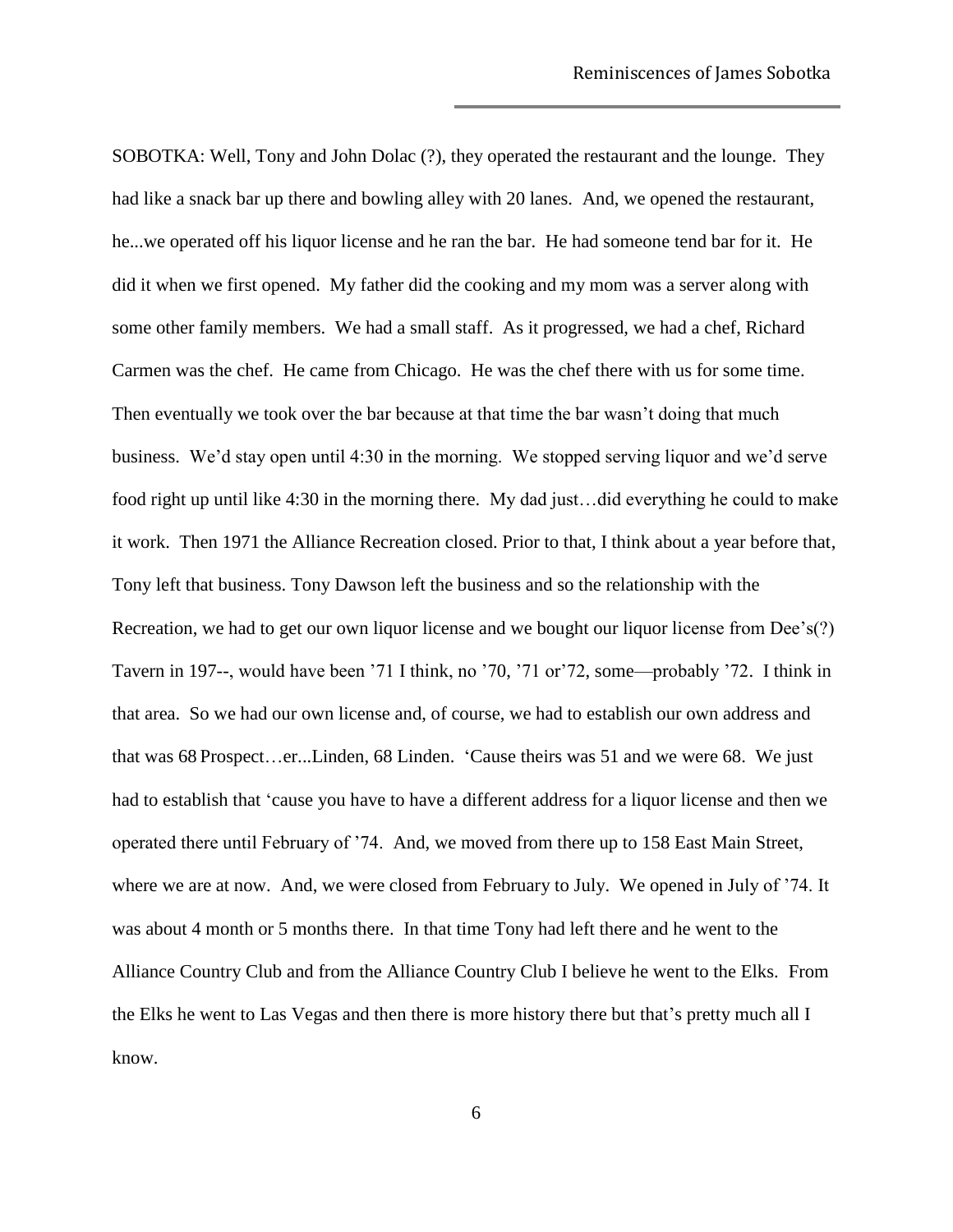SOBOTKA: Well, Tony and John Dolac (?), they operated the restaurant and the lounge. They had like a snack bar up there and bowling alley with 20 lanes. And, we opened the restaurant, he...we operated off his liquor license and he ran the bar. He had someone tend bar for it. He did it when we first opened. My father did the cooking and my mom was a server along with some other family members. We had a small staff. As it progressed, we had a chef, Richard Carmen was the chef. He came from Chicago. He was the chef there with us for some time. Then eventually we took over the bar because at that time the bar wasn't doing that much business. We'd stay open until 4:30 in the morning. We stopped serving liquor and we'd serve food right up until like 4:30 in the morning there. My dad just…did everything he could to make it work. Then 1971 the Alliance Recreation closed. Prior to that, I think about a year before that, Tony left that business. Tony Dawson left the business and so the relationship with the Recreation, we had to get our own liquor license and we bought our liquor license from Dee's(?) Tavern in 197--, would have been '71 I think, no '70, '71 or'72, some—probably '72. I think in that area. So we had our own license and, of course, we had to establish our own address and that was 68 Prospect…er...Linden, 68 Linden. 'Cause theirs was 51 and we were 68. We just had to establish that 'cause you have to have a different address for a liquor license and then we operated there until February of '74. And, we moved from there up to 158 East Main Street, where we are at now. And, we were closed from February to July. We opened in July of '74. It was about 4 month or 5 months there. In that time Tony had left there and he went to the Alliance Country Club and from the Alliance Country Club I believe he went to the Elks. From the Elks he went to Las Vegas and then there is more history there but that's pretty much all I know.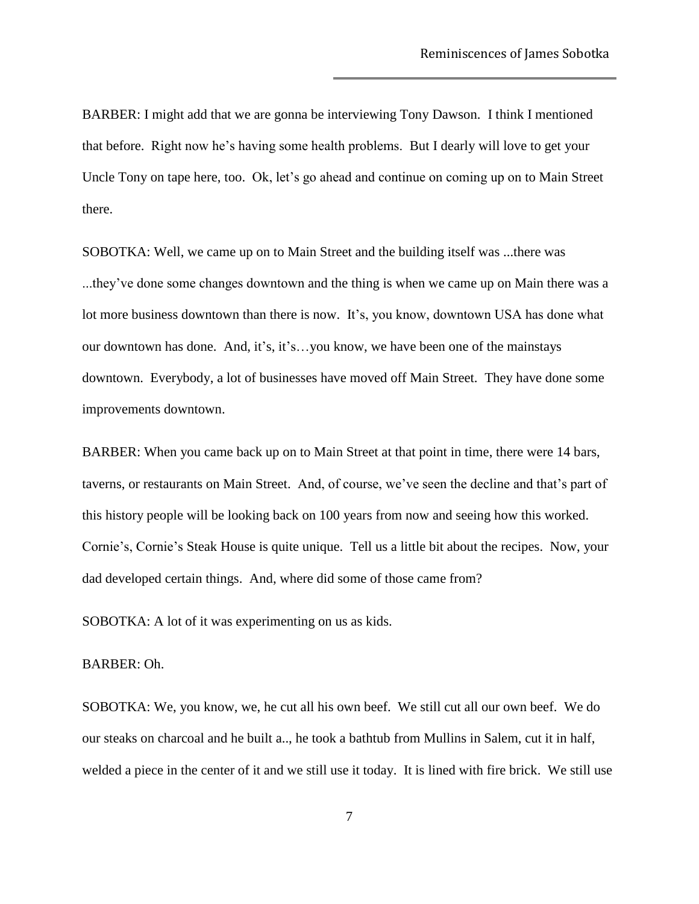BARBER: I might add that we are gonna be interviewing Tony Dawson. I think I mentioned that before. Right now he's having some health problems. But I dearly will love to get your Uncle Tony on tape here, too. Ok, let's go ahead and continue on coming up on to Main Street there.

SOBOTKA: Well, we came up on to Main Street and the building itself was ...there was ...they've done some changes downtown and the thing is when we came up on Main there was a lot more business downtown than there is now. It's, you know, downtown USA has done what our downtown has done. And, it's, it's…you know, we have been one of the mainstays downtown. Everybody, a lot of businesses have moved off Main Street. They have done some improvements downtown.

BARBER: When you came back up on to Main Street at that point in time, there were 14 bars, taverns, or restaurants on Main Street. And, of course, we've seen the decline and that's part of this history people will be looking back on 100 years from now and seeing how this worked. Cornie's, Cornie's Steak House is quite unique. Tell us a little bit about the recipes. Now, your dad developed certain things. And, where did some of those came from?

SOBOTKA: A lot of it was experimenting on us as kids.

BARBER: Oh.

SOBOTKA: We, you know, we, he cut all his own beef. We still cut all our own beef. We do our steaks on charcoal and he built a.., he took a bathtub from Mullins in Salem, cut it in half, welded a piece in the center of it and we still use it today. It is lined with fire brick. We still use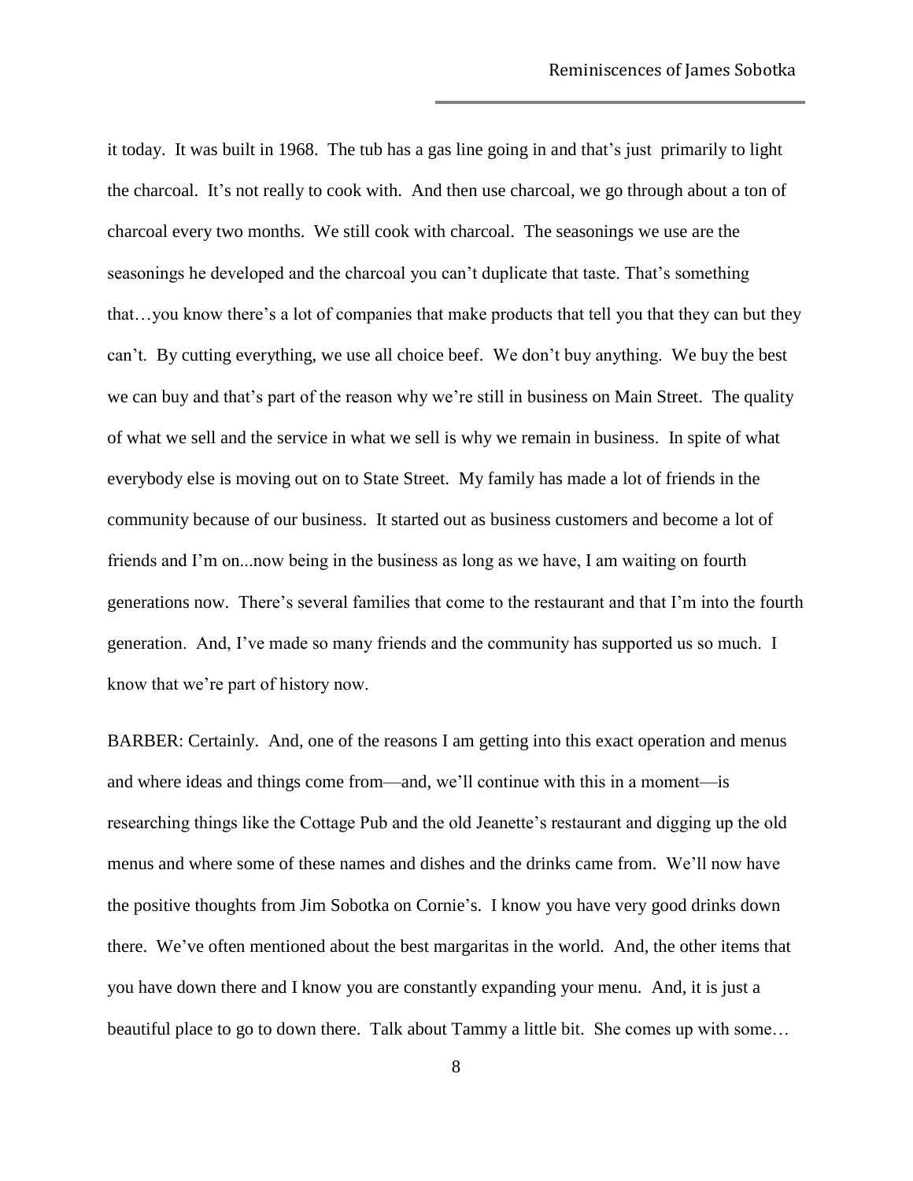it today. It was built in 1968. The tub has a gas line going in and that's just primarily to light the charcoal. It's not really to cook with. And then use charcoal, we go through about a ton of charcoal every two months. We still cook with charcoal. The seasonings we use are the seasonings he developed and the charcoal you can't duplicate that taste. That's something that…you know there's a lot of companies that make products that tell you that they can but they can't. By cutting everything, we use all choice beef. We don't buy anything. We buy the best we can buy and that's part of the reason why we're still in business on Main Street. The quality of what we sell and the service in what we sell is why we remain in business. In spite of what everybody else is moving out on to State Street. My family has made a lot of friends in the community because of our business. It started out as business customers and become a lot of friends and I'm on...now being in the business as long as we have, I am waiting on fourth generations now. There's several families that come to the restaurant and that I'm into the fourth generation. And, I've made so many friends and the community has supported us so much. I know that we're part of history now.

BARBER: Certainly. And, one of the reasons I am getting into this exact operation and menus and where ideas and things come from—and, we'll continue with this in a moment—is researching things like the Cottage Pub and the old Jeanette's restaurant and digging up the old menus and where some of these names and dishes and the drinks came from. We'll now have the positive thoughts from Jim Sobotka on Cornie's. I know you have very good drinks down there. We've often mentioned about the best margaritas in the world. And, the other items that you have down there and I know you are constantly expanding your menu. And, it is just a beautiful place to go to down there. Talk about Tammy a little bit. She comes up with some…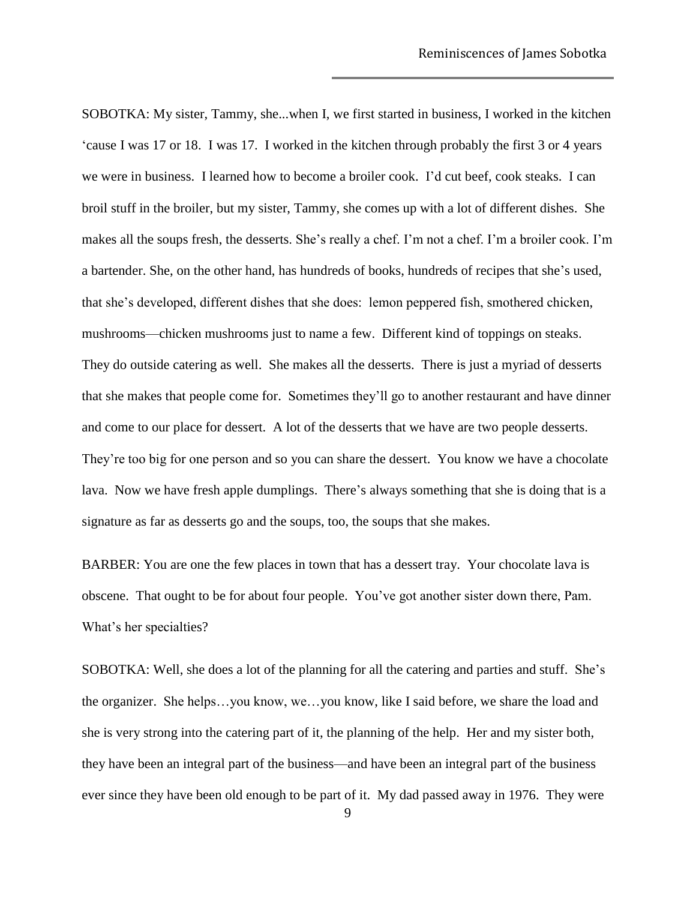SOBOTKA: My sister, Tammy, she...when I, we first started in business, I worked in the kitchen 'cause I was 17 or 18. I was 17. I worked in the kitchen through probably the first 3 or 4 years we were in business. I learned how to become a broiler cook. I'd cut beef, cook steaks. I can broil stuff in the broiler, but my sister, Tammy, she comes up with a lot of different dishes. She makes all the soups fresh, the desserts. She's really a chef. I'm not a chef. I'm a broiler cook. I'm a bartender. She, on the other hand, has hundreds of books, hundreds of recipes that she's used, that she's developed, different dishes that she does: lemon peppered fish, smothered chicken, mushrooms—chicken mushrooms just to name a few. Different kind of toppings on steaks. They do outside catering as well. She makes all the desserts. There is just a myriad of desserts that she makes that people come for. Sometimes they'll go to another restaurant and have dinner and come to our place for dessert. A lot of the desserts that we have are two people desserts. They're too big for one person and so you can share the dessert. You know we have a chocolate lava. Now we have fresh apple dumplings. There's always something that she is doing that is a signature as far as desserts go and the soups, too, the soups that she makes.

BARBER: You are one the few places in town that has a dessert tray. Your chocolate lava is obscene. That ought to be for about four people. You've got another sister down there, Pam. What's her specialties?

SOBOTKA: Well, she does a lot of the planning for all the catering and parties and stuff. She's the organizer. She helps…you know, we…you know, like I said before, we share the load and she is very strong into the catering part of it, the planning of the help. Her and my sister both, they have been an integral part of the business—and have been an integral part of the business ever since they have been old enough to be part of it. My dad passed away in 1976. They were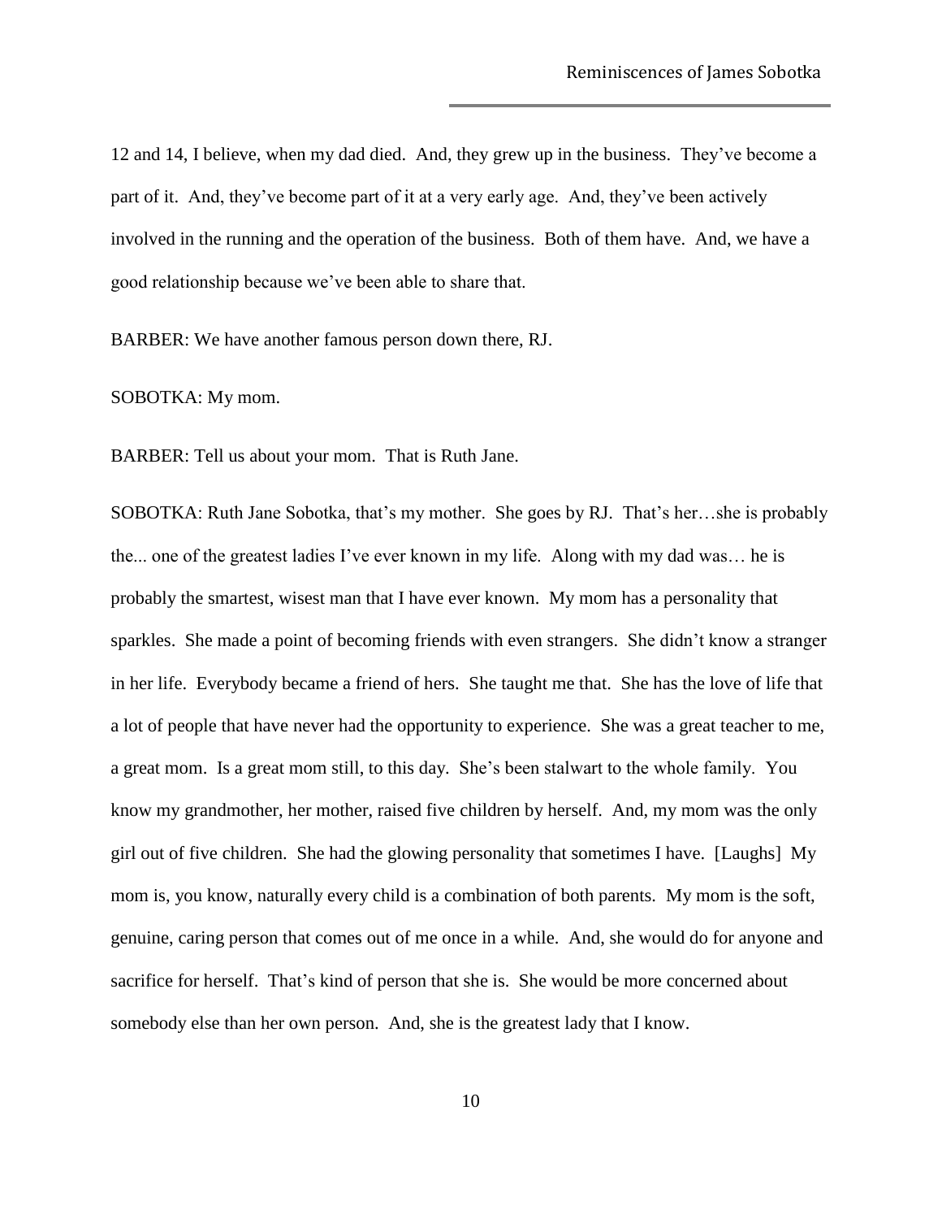12 and 14, I believe, when my dad died. And, they grew up in the business. They've become a part of it. And, they've become part of it at a very early age. And, they've been actively involved in the running and the operation of the business. Both of them have. And, we have a good relationship because we've been able to share that.

BARBER: We have another famous person down there, RJ.

SOBOTKA: My mom.

BARBER: Tell us about your mom. That is Ruth Jane.

SOBOTKA: Ruth Jane Sobotka, that's my mother. She goes by RJ. That's her…she is probably the... one of the greatest ladies I've ever known in my life. Along with my dad was… he is probably the smartest, wisest man that I have ever known. My mom has a personality that sparkles. She made a point of becoming friends with even strangers. She didn't know a stranger in her life. Everybody became a friend of hers. She taught me that. She has the love of life that a lot of people that have never had the opportunity to experience. She was a great teacher to me, a great mom. Is a great mom still, to this day. She's been stalwart to the whole family. You know my grandmother, her mother, raised five children by herself. And, my mom was the only girl out of five children. She had the glowing personality that sometimes I have. [Laughs] My mom is, you know, naturally every child is a combination of both parents. My mom is the soft, genuine, caring person that comes out of me once in a while. And, she would do for anyone and sacrifice for herself. That's kind of person that she is. She would be more concerned about somebody else than her own person. And, she is the greatest lady that I know.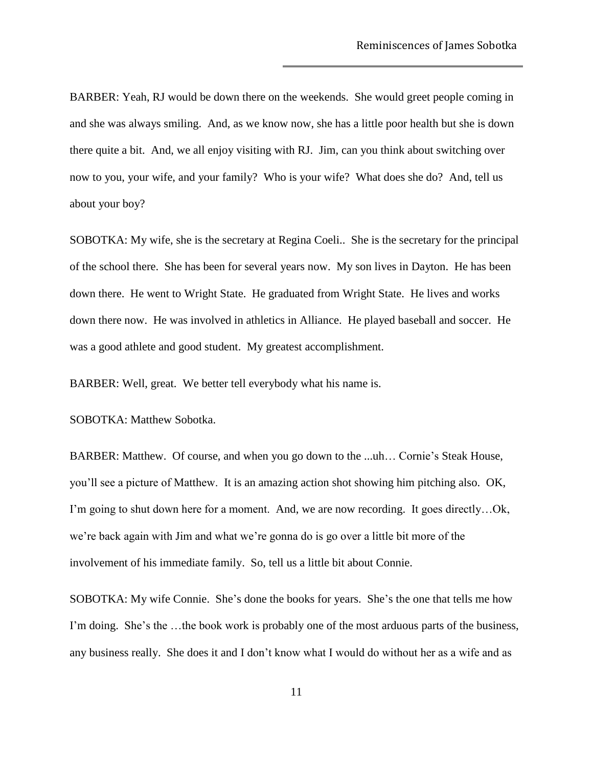BARBER: Yeah, RJ would be down there on the weekends. She would greet people coming in and she was always smiling. And, as we know now, she has a little poor health but she is down there quite a bit. And, we all enjoy visiting with RJ. Jim, can you think about switching over now to you, your wife, and your family? Who is your wife? What does she do? And, tell us about your boy?

SOBOTKA: My wife, she is the secretary at Regina Coeli.. She is the secretary for the principal of the school there. She has been for several years now. My son lives in Dayton. He has been down there. He went to Wright State. He graduated from Wright State. He lives and works down there now. He was involved in athletics in Alliance. He played baseball and soccer. He was a good athlete and good student. My greatest accomplishment.

BARBER: Well, great. We better tell everybody what his name is.

SOBOTKA: Matthew Sobotka.

BARBER: Matthew. Of course, and when you go down to the ...uh… Cornie's Steak House, you'll see a picture of Matthew. It is an amazing action shot showing him pitching also. OK, I'm going to shut down here for a moment. And, we are now recording. It goes directly…Ok, we're back again with Jim and what we're gonna do is go over a little bit more of the involvement of his immediate family. So, tell us a little bit about Connie.

SOBOTKA: My wife Connie. She's done the books for years. She's the one that tells me how I'm doing. She's the …the book work is probably one of the most arduous parts of the business, any business really. She does it and I don't know what I would do without her as a wife and as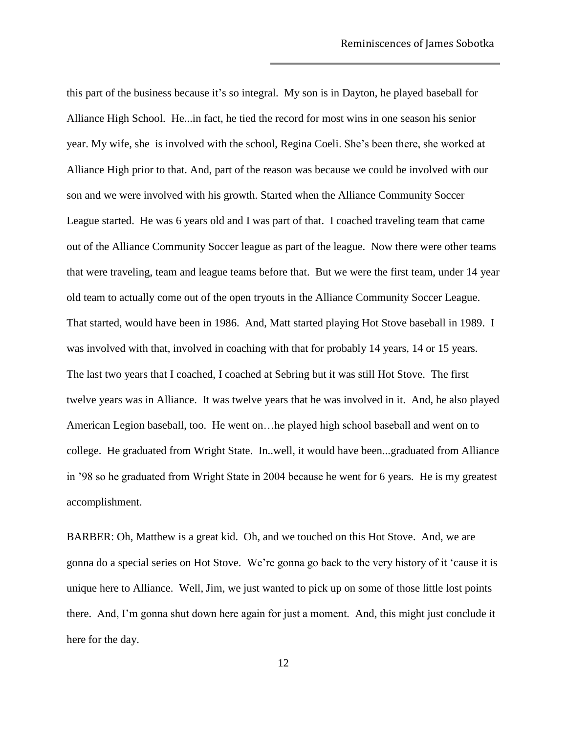this part of the business because it's so integral. My son is in Dayton, he played baseball for Alliance High School. He...in fact, he tied the record for most wins in one season his senior year. My wife, she is involved with the school, Regina Coeli. She's been there, she worked at Alliance High prior to that. And, part of the reason was because we could be involved with our son and we were involved with his growth. Started when the Alliance Community Soccer League started. He was 6 years old and I was part of that. I coached traveling team that came out of the Alliance Community Soccer league as part of the league. Now there were other teams that were traveling, team and league teams before that. But we were the first team, under 14 year old team to actually come out of the open tryouts in the Alliance Community Soccer League. That started, would have been in 1986. And, Matt started playing Hot Stove baseball in 1989. I was involved with that, involved in coaching with that for probably 14 years, 14 or 15 years. The last two years that I coached, I coached at Sebring but it was still Hot Stove. The first twelve years was in Alliance. It was twelve years that he was involved in it. And, he also played American Legion baseball, too. He went on…he played high school baseball and went on to college. He graduated from Wright State. In..well, it would have been...graduated from Alliance in '98 so he graduated from Wright State in 2004 because he went for 6 years. He is my greatest accomplishment.

BARBER: Oh, Matthew is a great kid. Oh, and we touched on this Hot Stove. And, we are gonna do a special series on Hot Stove. We're gonna go back to the very history of it 'cause it is unique here to Alliance. Well, Jim, we just wanted to pick up on some of those little lost points there. And, I'm gonna shut down here again for just a moment. And, this might just conclude it here for the day.